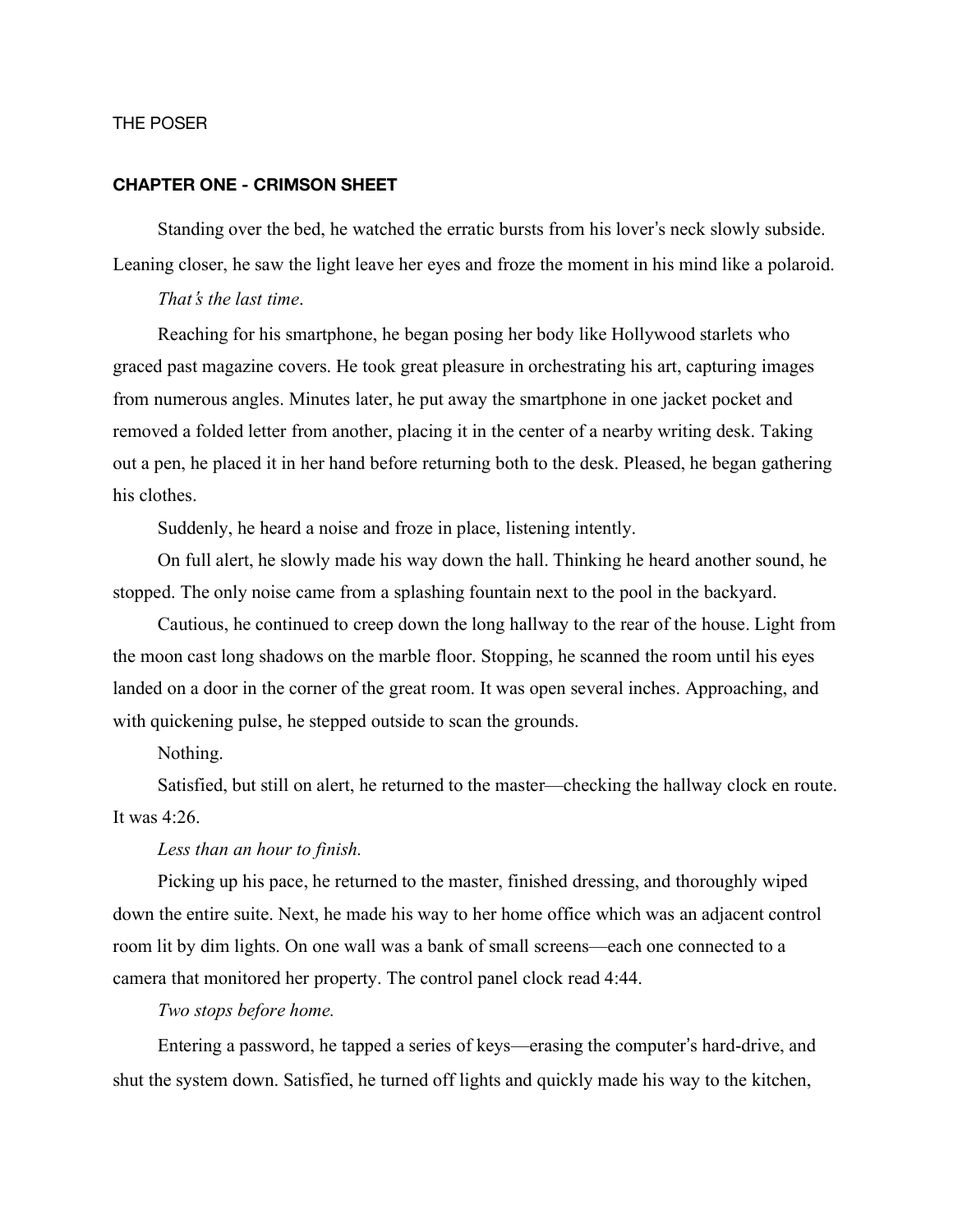THE POSER

## CHAPTER ONE - CRIMSON SHEET

Standing over the bed, he watched the erratic bursts from his lover's neck slowly subside. Leaning closer, he saw the light leave her eyes and froze the moment in his mind like a polaroid.

*That's the last time*.

Reaching for his smartphone, he began posing her body like Hollywood starlets who graced past magazine covers. He took great pleasure in orchestrating his art, capturing images from numerous angles. Minutes later, he put away the smartphone in one jacket pocket and removed a folded letter from another, placing it in the center of a nearby writing desk. Taking out a pen, he placed it in her hand before returning both to the desk. Pleased, he began gathering his clothes.

Suddenly, he heard a noise and froze in place, listening intently.

On full alert, he slowly made his way down the hall. Thinking he heard another sound, he stopped. The only noise came from a splashing fountain next to the pool in the backyard.

Cautious, he continued to creep down the long hallway to the rear of the house. Light from the moon cast long shadows on the marble floor. Stopping, he scanned the room until his eyes landed on a door in the corner of the great room. It was open several inches. Approaching, and with quickening pulse, he stepped outside to scan the grounds.

Nothing.

Satisfied, but still on alert, he returned to the master—checking the hallway clock en route. It was 4:26.

*Less than an hour to finish.*

Picking up his pace, he returned to the master, finished dressing, and thoroughly wiped down the entire suite. Next, he made his way to her home office which was an adjacent control room lit by dim lights. On one wall was a bank of small screens—each one connected to a camera that monitored her property. The control panel clock read 4:44.

*Two stops before home.*

Entering a password, he tapped a series of keys—erasing the computer's hard-drive, and shut the system down. Satisfied, he turned off lights and quickly made his way to the kitchen,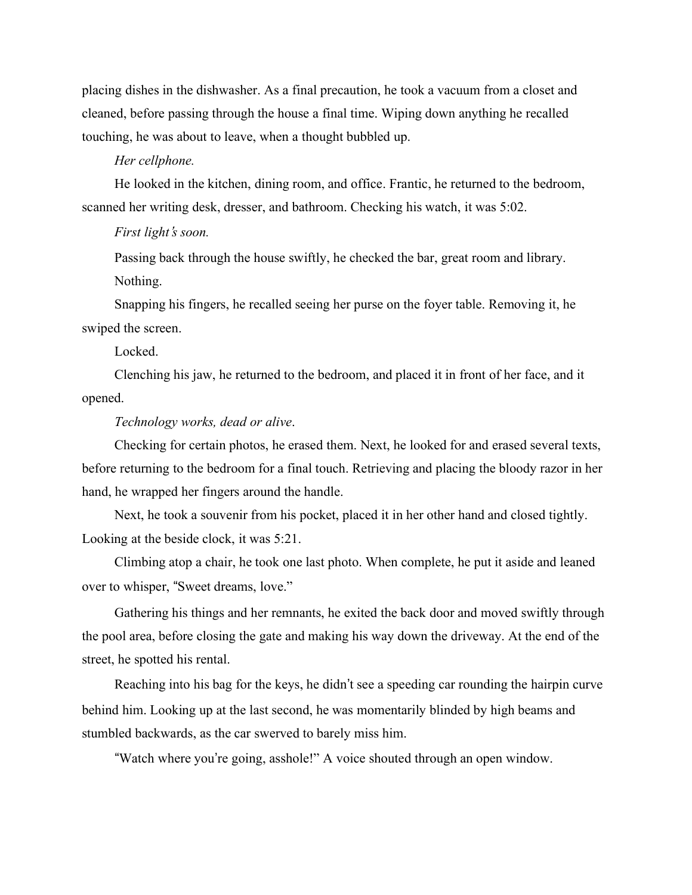placing dishes in the dishwasher. As a final precaution, he took a vacuum from a closet and cleaned, before passing through the house a final time. Wiping down anything he recalled touching, he was about to leave, when a thought bubbled up.

*Her cellphone.*

He looked in the kitchen, dining room, and office. Frantic, he returned to the bedroom, scanned her writing desk, dresser, and bathroom. Checking his watch, it was 5:02.

*First light's soon.*

Passing back through the house swiftly, he checked the bar, great room and library.

Nothing.

Snapping his fingers, he recalled seeing her purse on the foyer table. Removing it, he swiped the screen.

Locked.

Clenching his jaw, he returned to the bedroom, and placed it in front of her face, and it opened.

*Technology works, dead or alive*.

Checking for certain photos, he erased them. Next, he looked for and erased several texts, before returning to the bedroom for a final touch. Retrieving and placing the bloody razor in her hand, he wrapped her fingers around the handle.

Next, he took a souvenir from his pocket, placed it in her other hand and closed tightly. Looking at the beside clock, it was 5:21.

Climbing atop a chair, he took one last photo. When complete, he put it aside and leaned over to whisper, "Sweet dreams, love."

Gathering his things and her remnants, he exited the back door and moved swiftly through the pool area, before closing the gate and making his way down the driveway. At the end of the street, he spotted his rental.

Reaching into his bag for the keys, he didn't see a speeding car rounding the hairpin curve behind him. Looking up at the last second, he was momentarily blinded by high beams and stumbled backwards, as the car swerved to barely miss him.

"Watch where you're going, asshole!" A voice shouted through an open window.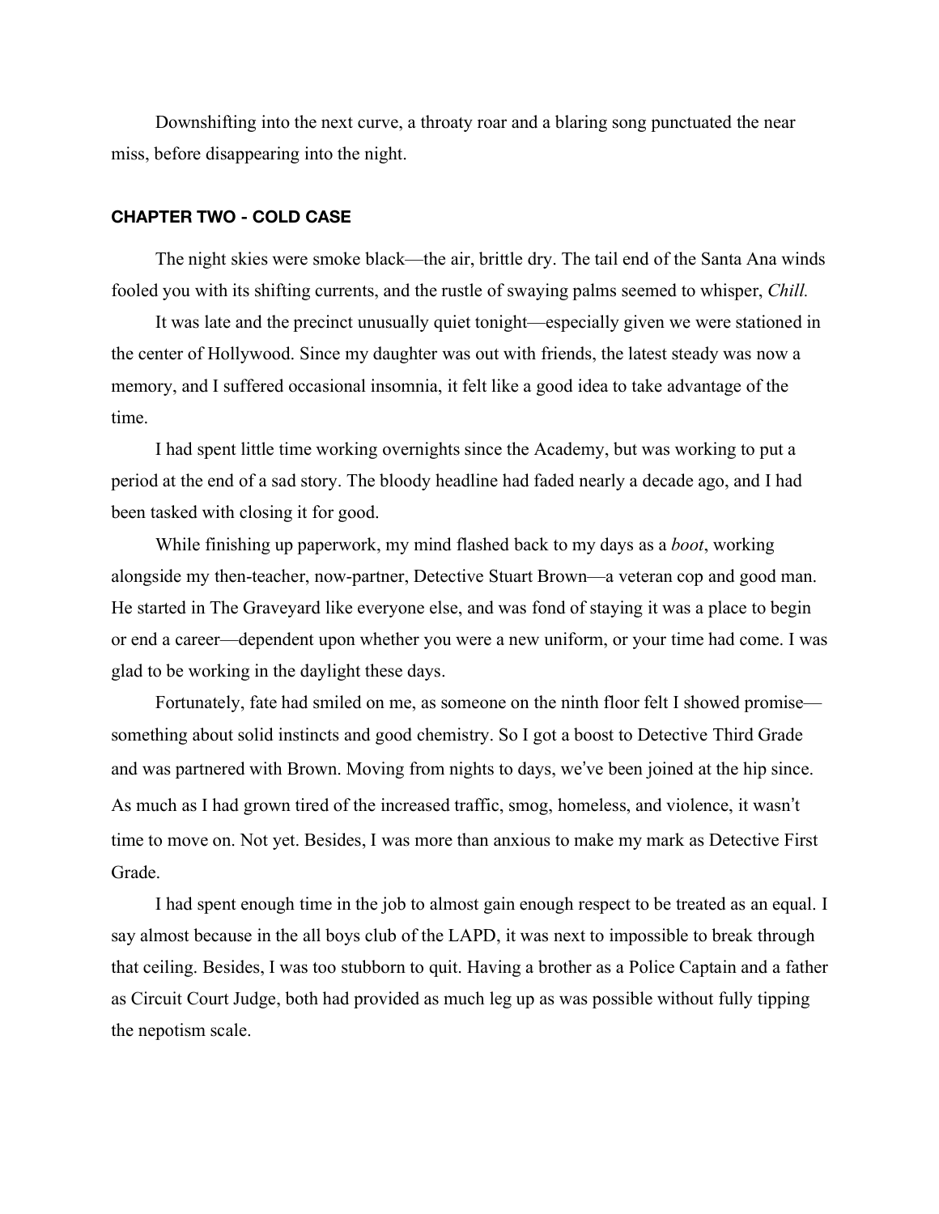Downshifting into the next curve, a throaty roar and a blaring song punctuated the near miss, before disappearing into the night.

## CHAPTER TWO - COLD CASE

The night skies were smoke black—the air, brittle dry. The tail end of the Santa Ana winds fooled you with its shifting currents, and the rustle of swaying palms seemed to whisper, *Chill.*

It was late and the precinct unusually quiet tonight—especially given we were stationed in the center of Hollywood. Since my daughter was out with friends, the latest steady was now a memory, and I suffered occasional insomnia, it felt like a good idea to take advantage of the time.

I had spent little time working overnights since the Academy, but was working to put a period at the end of a sad story. The bloody headline had faded nearly a decade ago, and I had been tasked with closing it for good.

While finishing up paperwork, my mind flashed back to my days as a *boot*, working alongside my then-teacher, now-partner, Detective Stuart Brown—a veteran cop and good man. He started in The Graveyard like everyone else, and was fond of staying it was a place to begin or end a career—dependent upon whether you were a new uniform, or your time had come. I was glad to be working in the daylight these days.

Fortunately, fate had smiled on me, as someone on the ninth floor felt I showed promise—something about solid instincts and good chemistry. So I got a boost to Detective Third Grade and was partnered with Brown. Moving from nights to days, we've been joined at the hip since. As much as I had grown tired of the increased traffic, smog, homeless, and violence, it wasn't time to move on. Not yet. Besides, I was more than anxious to make my mark as Detective First Grade.

I had spent enough time in the job to almost gain enough respect to be treated as an equal. I say almost because in the all boys club of the LAPD, it was next to impossible to break through that ceiling. Besides, I was too stubborn to quit. Having a brother as a Police Captain and a father as Circuit Court Judge, both had provided as much leg up as was possible without fully tipping the nepotism scale.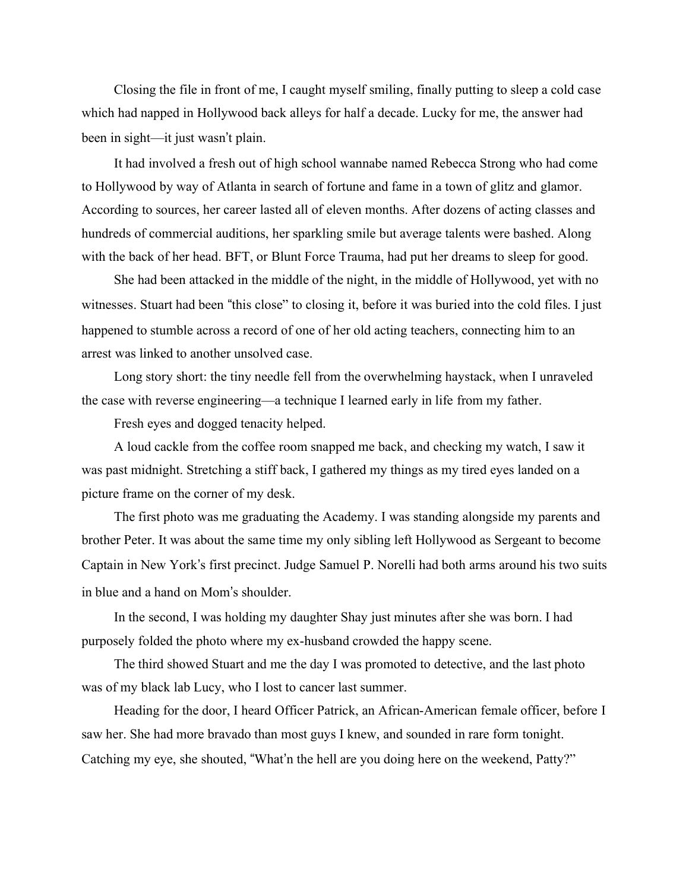Closing the file in front of me, I caught myself smiling, finally putting to sleep a cold case which had napped in Hollywood back alleys for half a decade. Lucky for me, the answer had been in sight—it just wasn't plain.

It had involved a fresh out of high school wannabe named Rebecca Strong who had come to Hollywood by way of Atlanta in search of fortune and fame in a town of glitz and glamor. According to sources, her career lasted all of eleven months. After dozens of acting classes and hundreds of commercial auditions, her sparkling smile but average talents were bashed. Along with the back of her head. BFT, or Blunt Force Trauma, had put her dreams to sleep for good.

She had been attacked in the middle of the night, in the middle of Hollywood, yet with no witnesses. Stuart had been "this close" to closing it, before it was buried into the cold files. I just happened to stumble across a record of one of her old acting teachers, connecting him to an arrest was linked to another unsolved case.

Long story short: the tiny needle fell from the overwhelming haystack, when I unraveled the case with reverse engineering—a technique I learned early in life from my father.

Fresh eyes and dogged tenacity helped.

A loud cackle from the coffee room snapped me back, and checking my watch, I saw it was past midnight. Stretching a stiff back, I gathered my things as my tired eyes landed on a picture frame on the corner of my desk.

The first photo was me graduating the Academy. I was standing alongside my parents and brother Peter. It was about the same time my only sibling left Hollywood as Sergeant to become Captain in New York's first precinct. Judge Samuel P. Norelli had both arms around his two suits in blue and a hand on Mom's shoulder.

In the second, I was holding my daughter Shay just minutes after she was born. I had purposely folded the photo where my ex-husband crowded the happy scene.

The third showed Stuart and me the day I was promoted to detective, and the last photo was of my black lab Lucy, who I lost to cancer last summer.

Heading for the door, I heard Officer Patrick, an African-American female officer, before I saw her. She had more bravado than most guys I knew, and sounded in rare form tonight. Catching my eye, she shouted, "What'n the hell are you doing here on the weekend, Patty?"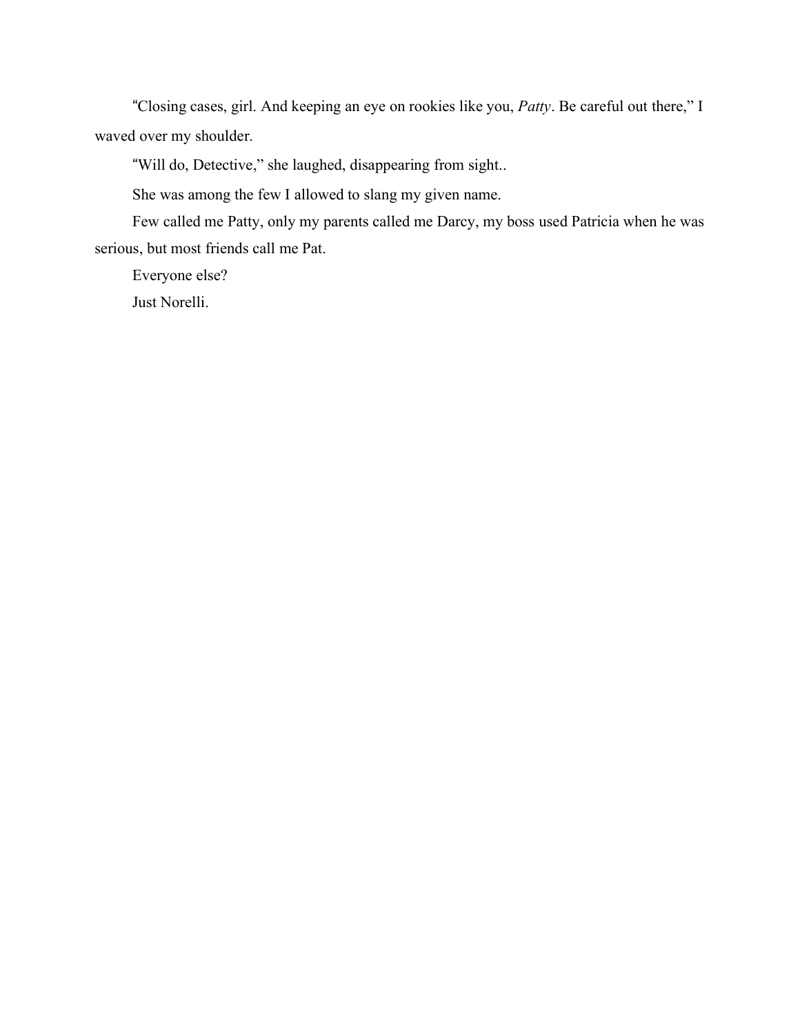"Closing cases, girl. And keeping an eye on rookies like you, *Patty*. Be careful out there," I waved over my shoulder.

"Will do, Detective," she laughed, disappearing from sight..

She was among the few I allowed to slang my given name.

Few called me Patty, only my parents called me Darcy, my boss used Patricia when he was serious, but most friends call me Pat.

Everyone else?

Just Norelli.